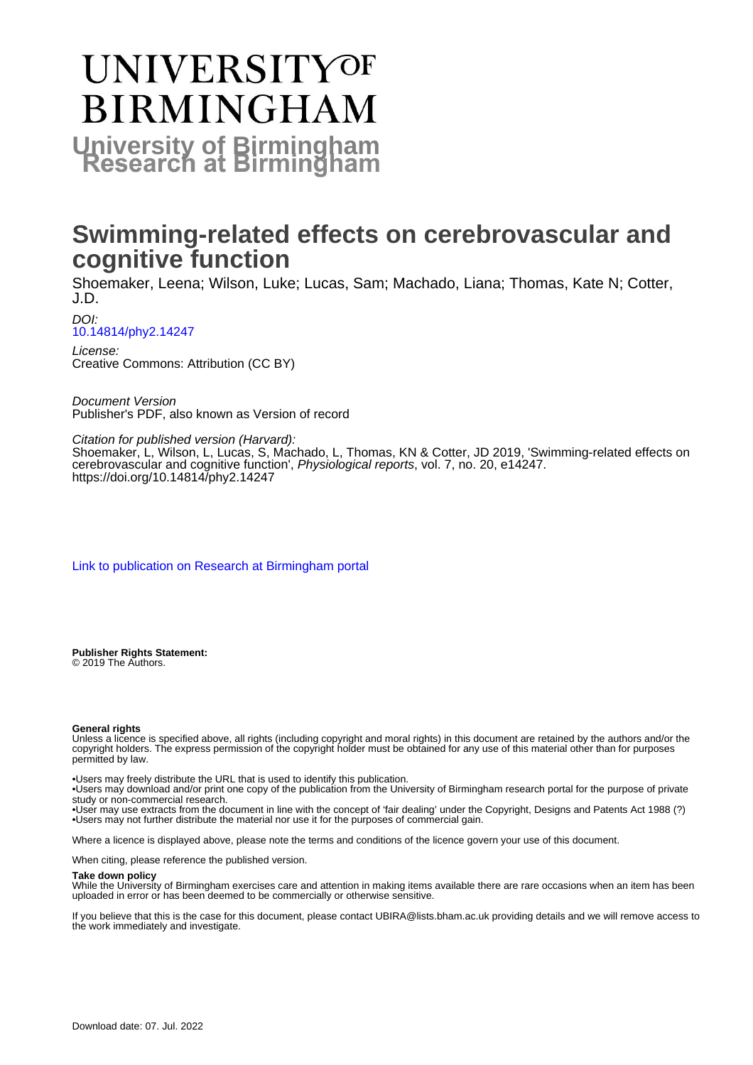# University of Birmingham Research at Birmingham

## Swimming-related effects on cerebrovascular and cognitive function

Shoemaker, Leena; Wilson, Luke; Lucas, Sam; Machado, Liana; Thomas, Kate N; Cotter, J.D.

*DOI:*
10.14814/phy2.14247

*License:*
Creative Commons: Attribution (CC BY)

*Document Version*
Publisher's PDF, also known as Version of record

*Citation for published version (Harvard):*
Shoemaker, L, Wilson, L, Lucas, S, Machado, L, Thomas, KN & Cotter, JD 2019, 'Swimming-related effects on cerebrovascular and cognitive function', *Physiological reports*, vol. 7, no. 20, e14247. https://doi.org/10.14814/phy2.14247

Link to publication on Research at Birmingham portal

**Publisher Rights Statement:**
© 2019 The Authors.

**General rights**
Unless a licence is specified above, all rights (including copyright and moral rights) in this document are retained by the authors and/or the copyright holders. The express permission of the copyright holder must be obtained for any use of this material other than for purposes permitted by law.

- Users may freely distribute the URL that is used to identify this publication.
- Users may download and/or print one copy of the publication from the University of Birmingham research portal for the purpose of private study or non-commercial research.
- User may use extracts from the document in line with the concept of 'fair dealing' under the Copyright, Designs and Patents Act 1988 (?)
- Users may not further distribute the material nor use it for the purposes of commercial gain.

Where a licence is displayed above, please note the terms and conditions of the licence govern your use of this document.

When citing, please reference the published version.

**Take down policy**
While the University of Birmingham exercises care and attention in making items available there are rare occasions when an item has been uploaded in error or has been deemed to be commercially or otherwise sensitive.

If you believe that this is the case for this document, please contact UBIRA@lists.bham.ac.uk providing details and we will remove access to the work immediately and investigate.

Download date: 07. Jul. 2022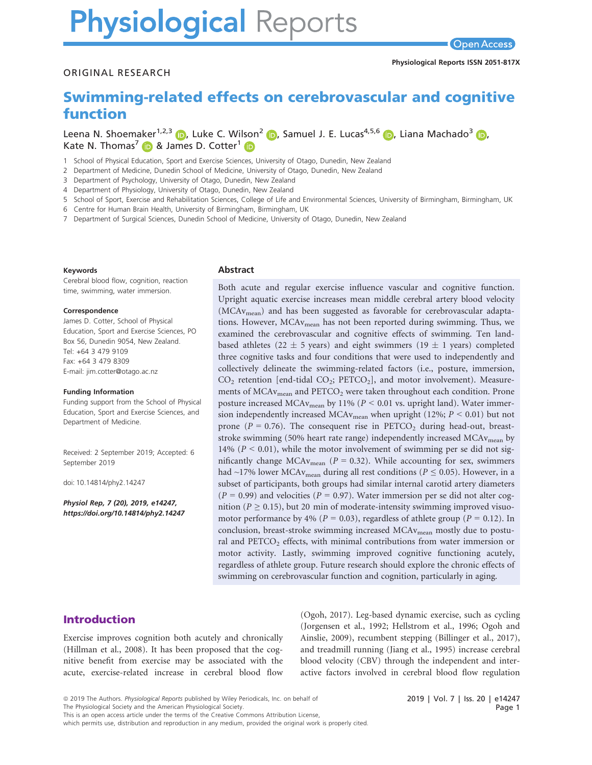# Physiological Reports

Open Access

Physiological Reports ISSN 2051-817X

ORIGINAL RESEARCH

# Swimming-related effects on cerebrovascular and cognitive function

Leena N. Shoemaker[1,2,3], Luke C. Wilson[2], Samuel J. E. Lucas[4,5,6], Liana Machado[3], Kate N. Thomas[7] & James D. Cotter[1]

1 School of Physical Education, Sport and Exercise Sciences, University of Otago, Dunedin, New Zealand
2 Department of Medicine, Dunedin School of Medicine, University of Otago, Dunedin, New Zealand
3 Department of Psychology, University of Otago, Dunedin, New Zealand
4 Department of Physiology, University of Otago, Dunedin, New Zealand
5 School of Sport, Exercise and Rehabilitation Sciences, College of Life and Environmental Sciences, University of Birmingham, Birmingham, UK
6 Centre for Human Brain Health, University of Birmingham, Birmingham, UK
7 Department of Surgical Sciences, Dunedin School of Medicine, University of Otago, Dunedin, New Zealand

**Keywords**

Cerebral blood flow, cognition, reaction time, swimming, water immersion.

**Correspondence**

James D. Cotter, School of Physical Education, Sport and Exercise Sciences, PO Box 56, Dunedin 9054, New Zealand.
Tel: +64 3 479 9109
Fax: +64 3 479 8309
E-mail: jim.cotter@otago.ac.nz

**Funding Information**

Funding support from the School of Physical Education, Sport and Exercise Sciences, and Department of Medicine.

Received: 2 September 2019; Accepted: 6 September 2019

doi: 10.14814/phy2.14247

***Physiol Rep, 7 (20), 2019, e14247, https://doi.org/10.14814/phy2.14247***

## Abstract

Both acute and regular exercise influence vascular and cognitive function. Upright aquatic exercise increases mean middle cerebral artery blood velocity ($MCAv_{mean}$) and has been suggested as favorable for cerebrovascular adaptations. However, $MCAv_{mean}$ has not been reported during swimming. Thus, we examined the cerebrovascular and cognitive effects of swimming. Ten land-based athletes (22 ± 5 years) and eight swimmers (19 ± 1 years) completed three cognitive tasks and four conditions that were used to independently and collectively delineate the swimming-related factors (i.e., posture, immersion, $CO_2$ retention [end-tidal $CO_2$; $PETCO_2$], and motor involvement). Measurements of $MCAv_{mean}$ and $PETCO_2$ were taken throughout each condition. Prone posture increased $MCAv_{mean}$ by 11% ($P < 0.01$ vs. upright land). Water immersion independently increased $MCAv_{mean}$ when upright (12%; $P < 0.01$) but not prone ($P = 0.76$). The consequent rise in $PETCO_2$ during head-out, breast-stroke swimming (50% heart rate range) independently increased $MCAv_{mean}$ by 14% ($P < 0.01$), while the motor involvement of swimming per se did not significantly change $MCAv_{mean}$ ($P = 0.32$). While accounting for sex, swimmers had ~17% lower $MCAv_{mean}$ during all rest conditions ($P \leq 0.05$). However, in a subset of participants, both groups had similar internal carotid artery diameters ($P = 0.99$) and velocities ($P = 0.97$). Water immersion per se did not alter cognition ($P \geq 0.15$), but 20 min of moderate-intensity swimming improved visuomotor performance by 4% ($P = 0.03$), regardless of athlete group ($P = 0.12$). In conclusion, breast-stroke swimming increased $MCAv_{mean}$ mostly due to postural and $PETCO_2$ effects, with minimal contributions from water immersion or motor activity. Lastly, swimming improved cognitive functioning acutely, regardless of athlete group. Future research should explore the chronic effects of swimming on cerebrovascular function and cognition, particularly in aging.

## Introduction

Exercise improves cognition both acutely and chronically (Hillman et al., 2008). It has been proposed that the cognitive benefit from exercise may be associated with the acute, exercise-related increase in cerebral blood flow (Ogoh, 2017). Leg-based dynamic exercise, such as cycling (Jorgensen et al., 1992; Hellstrom et al., 1996; Ogoh and Ainslie, 2009), recumbent stepping (Billinger et al., 2017), and treadmill running (Jiang et al., 1995) increase cerebral blood velocity (CBV) through the independent and interactive factors involved in cerebral blood flow regulation

© 2019 The Authors. *Physiological Reports* published by Wiley Periodicals, Inc. on behalf of The Physiological Society and the American Physiological Society.
This is an open access article under the terms of the Creative Commons Attribution License, which permits use, distribution and reproduction in any medium, provided the original work is properly cited.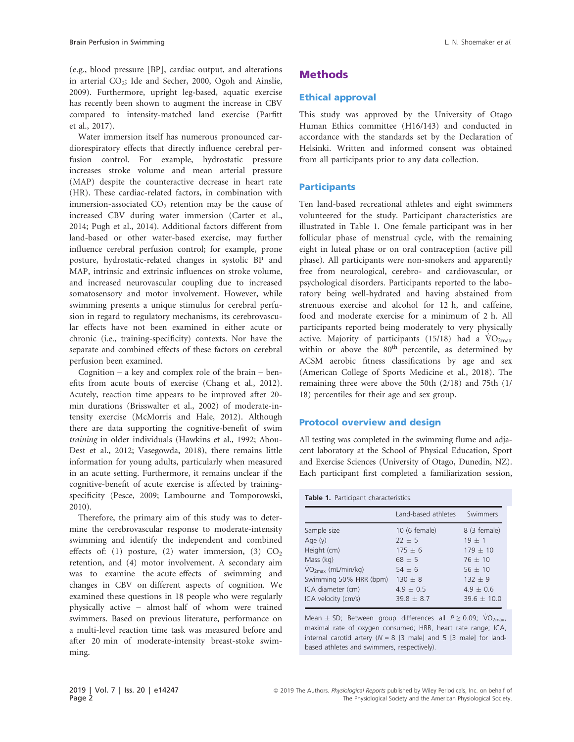(e.g., blood pressure [BP], cardiac output, and alterations in arterial $CO_2$; Ide and Secher, 2000, Ogoh and Ainslie, 2009). Furthermore, upright leg-based, aquatic exercise has recently been shown to augment the increase in CBV compared to intensity-matched land exercise (Parfitt et al., 2017).

Water immersion itself has numerous pronounced cardiorespiratory effects that directly influence cerebral perfusion control. For example, hydrostatic pressure increases stroke volume and mean arterial pressure (MAP) despite the counteractive decrease in heart rate (HR). These cardiac-related factors, in combination with immersion-associated $CO_2$ retention may be the cause of increased CBV during water immersion (Carter et al., 2014; Pugh et al., 2014). Additional factors different from land-based or other water-based exercise, may further influence cerebral perfusion control; for example, prone posture, hydrostatic-related changes in systolic BP and MAP, intrinsic and extrinsic influences on stroke volume, and increased neurovascular coupling due to increased somatosensory and motor involvement. However, while swimming presents a unique stimulus for cerebral perfusion in regard to regulatory mechanisms, its cerebrovascular effects have not been examined in either acute or chronic (i.e., training-specificity) contexts. Nor have the separate and combined effects of these factors on cerebral perfusion been examined.

Cognition – a key and complex role of the brain – benefits from acute bouts of exercise (Chang et al., 2012). Acutely, reaction time appears to be improved after 20-min durations (Brisswalter et al., 2002) of moderate-intensity exercise (McMorris and Hale, 2012). Although there are data supporting the cognitive-benefit of swim *training* in older individuals (Hawkins et al., 1992; Abou-Dest et al., 2012; Vasegowda, 2018), there remains little information for young adults, particularly when measured in an acute setting. Furthermore, it remains unclear if the cognitive-benefit of acute exercise is affected by training-specificity (Pesce, 2009; Lambourne and Tomporowski, 2010).

Therefore, the primary aim of this study was to determine the cerebrovascular response to moderate-intensity swimming and identify the independent and combined effects of: (1) posture, (2) water immersion, (3) $CO_2$ retention, and (4) motor involvement. A secondary aim was to examine the acute effects of swimming and changes in CBV on different aspects of cognition. We examined these questions in 18 people who were regularly physically active – almost half of whom were trained swimmers. Based on previous literature, performance on a multi-level reaction time task was measured before and after 20 min of moderate-intensity breast-stroke swimming.

## Methods

### Ethical approval

This study was approved by the University of Otago Human Ethics committee (H16/143) and conducted in accordance with the standards set by the Declaration of Helsinki. Written and informed consent was obtained from all participants prior to any data collection.

### Participants

Ten land-based recreational athletes and eight swimmers volunteered for the study. Participant characteristics are illustrated in Table 1. One female participant was in her follicular phase of menstrual cycle, with the remaining eight in luteal phase or on oral contraception (active pill phase). All participants were non-smokers and apparently free from neurological, cerebro- and cardiovascular, or psychological disorders. Participants reported to the laboratory being well-hydrated and having abstained from strenuous exercise and alcohol for 12 h, and caffeine, food and moderate exercise for a minimum of 2 h. All participants reported being moderately to very physically active. Majority of participants (15/18) had a $\dot{V}O_{2max}$ within or above the 80[th] percentile, as determined by ACSM aerobic fitness classifications by age and sex (American College of Sports Medicine et al., 2018). The remaining three were above the 50th (2/18) and 75th (1/18) percentiles for their age and sex group.

### Protocol overview and design

All testing was completed in the swimming flume and adjacent laboratory at the School of Physical Education, Sport and Exercise Sciences (University of Otago, Dunedin, NZ). Each participant first completed a familiarization session,

**Table 1.** Participant characteristics.

| | Land-based athletes | Swimmers |
|---|---|---|
| Sample size | 10 (6 female) | 8 (3 female) |
| Age (y) | 22 ± 5 | 19 ± 1 |
| Height (cm) | 175 ± 6 | 179 ± 10 |
| Mass (kg) | 68 ± 5 | 76 ± 10 |
| $\dot{V}O_{2max}$ (mL/min/kg) | 54 ± 6 | 56 ± 10 |
| Swimming 50% HRR (bpm) | 130 ± 8 | 132 ± 9 |
| ICA diameter (cm) | 4.9 ± 0.5 | 4.9 ± 0.6 |
| ICA velocity (cm/s) | 39.8 ± 8.7 | 39.6 ± 10.0 |

Mean ± SD; Between group differences all $P \geq 0.09$; $\dot{V}O_{2max}$, maximal rate of oxygen consumed; HRR, heart rate range; ICA, internal carotid artery ($N = 8$ [3 male] and 5 [3 male] for land-based athletes and swimmers, respectively).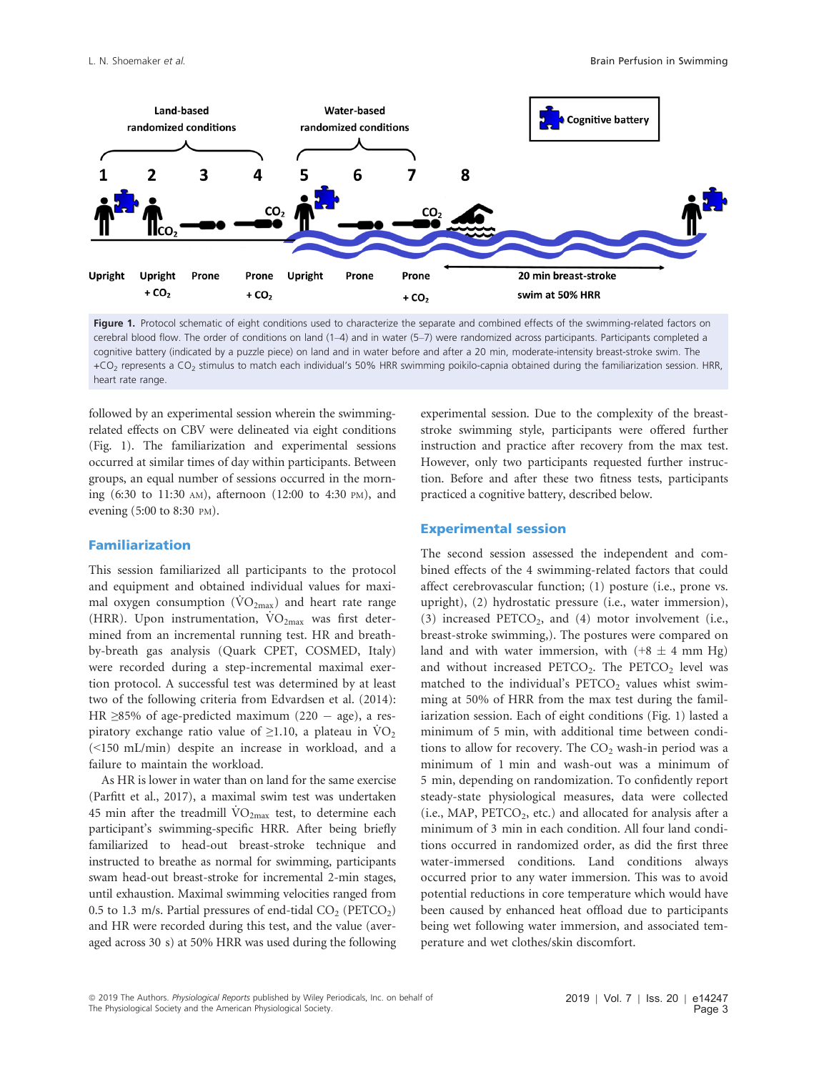Figure 1. Protocol schematic of eight conditions used to characterize the separate and combined effects of the swimming-related factors on cerebral blood flow. The order of conditions on land (1–4) and in water (5–7) were randomized across participants. Participants completed a cognitive battery (indicated by a puzzle piece) on land and in water before and after a 20 min, moderate-intensity breast-stroke swim. The $+CO_2$ represents a $CO_2$ stimulus to match each individual's 50% HRR swimming poikilo-capnia obtained during the familiarization session. HRR, heart rate range.

followed by an experimental session wherein the swimming-related effects on CBV were delineated via eight conditions (Fig. 1). The familiarization and experimental sessions occurred at similar times of day within participants. Between groups, an equal number of sessions occurred in the morning (6:30 to 11:30 AM), afternoon (12:00 to 4:30 PM), and evening (5:00 to 8:30 PM).

## Familiarization

This session familiarized all participants to the protocol and equipment and obtained individual values for maximal oxygen consumption ($\dot{V}O_{2max}$) and heart rate range (HRR). Upon instrumentation, $\dot{V}O_{2max}$ was first determined from an incremental running test. HR and breath-by-breath gas analysis (Quark CPET, COSMED, Italy) were recorded during a step-incremental maximal exercise protocol. A successful test was determined by at least two of the following criteria from Edvardsen et al. (2014): HR ≥85% of age-predicted maximum (220 − age), a respiratory exchange ratio value of ≥1.10, a plateau in $\dot{V}O_2$ (<150 mL/min) despite an increase in workload, and a failure to maintain the workload.

As HR is lower in water than on land for the same exercise (Parfitt et al., 2017), a maximal swim test was undertaken 45 min after the treadmill $\dot{V}O_{2max}$ test, to determine each participant's swimming-specific HRR. After being briefly familiarized to head-out breast-stroke technique and instructed to breathe as normal for swimming, participants swam head-out breast-stroke for incremental 2-min stages, until exhaustion. Maximal swimming velocities ranged from 0.5 to 1.3 m/s. Partial pressures of end-tidal $CO_2$ ($PETCO_2$) and HR were recorded during this test, and the value (averaged across 30 s) at 50% HRR was used during the following experimental session. Due to the complexity of the breast-stroke swimming style, participants were offered further instruction and practice after recovery from the max test. However, only two participants requested further instruction. Before and after these two fitness tests, participants practiced a cognitive battery, described below.

## Experimental session

The second session assessed the independent and combined effects of the 4 swimming-related factors that could affect cerebrovascular function; (1) posture (i.e., prone vs. upright), (2) hydrostatic pressure (i.e., water immersion), (3) increased $PETCO_2$, and (4) motor involvement (i.e., breast-stroke swimming,). The postures were compared on land and with water immersion, with (+8 ± 4 mm Hg) and without increased $PETCO_2$. The $PETCO_2$ level was matched to the individual's $PETCO_2$ values whilst swimming at 50% of HRR from the max test during the familiarization session. Each of eight conditions (Fig. 1) lasted a minimum of 5 min, with additional time between conditions to allow for recovery. The $CO_2$ wash-in period was a minimum of 1 min and wash-out was a minimum of 5 min, depending on randomization. To confidently report steady-state physiological measures, data were collected (i.e., MAP, $PETCO_2$, etc.) and allocated for analysis after a minimum of 3 min in each condition. All four land conditions occurred in randomized order, as did the first three water-immersed conditions. Land conditions always occurred prior to any water immersion. This was to avoid potential reductions in core temperature which would have been caused by enhanced heat offload due to participants being wet following water immersion, and associated temperature and wet clothes/skin discomfort.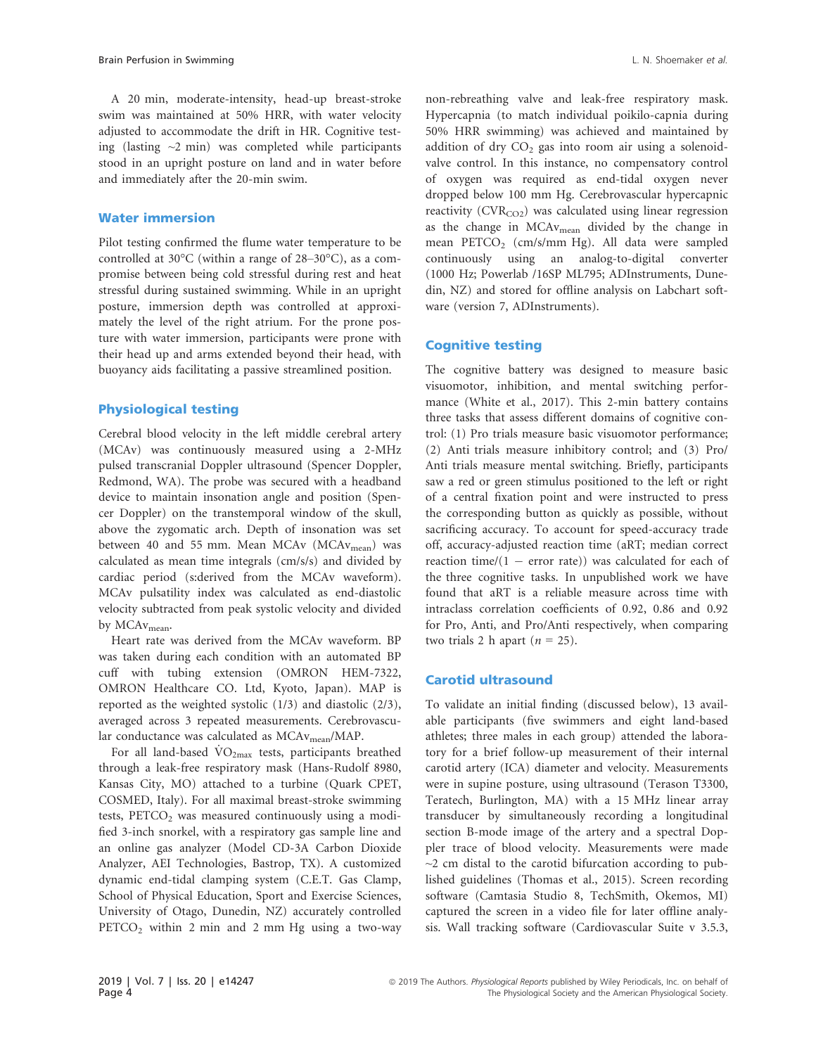A 20 min, moderate-intensity, head-up breast-stroke swim was maintained at 50% HRR, with water velocity adjusted to accommodate the drift in HR. Cognitive testing (lasting ~2 min) was completed while participants stood in an upright posture on land and in water before and immediately after the 20-min swim.

## Water immersion

Pilot testing confirmed the flume water temperature to be controlled at 30°C (within a range of 28–30°C), as a compromise between being cold stressful during rest and heat stressful during sustained swimming. While in an upright posture, immersion depth was controlled at approximately the level of the right atrium. For the prone posture with water immersion, participants were prone with their head up and arms extended beyond their head, with buoyancy aids facilitating a passive streamlined position.

## Physiological testing

Cerebral blood velocity in the left middle cerebral artery (MCAv) was continuously measured using a 2-MHz pulsed transcranial Doppler ultrasound (Spencer Doppler, Redmond, WA). The probe was secured with a headband device to maintain insonation angle and position (Spencer Doppler) on the transtemporal window of the skull, above the zygomatic arch. Depth of insonation was set between 40 and 55 mm. Mean MCAv ($MCAv_{mean}$) was calculated as mean time integrals (cm/s/s) and divided by cardiac period (s:derived from the MCAv waveform). MCAv pulsatility index was calculated as end-diastolic velocity subtracted from peak systolic velocity and divided by $MCAv_{mean}$.

Heart rate was derived from the MCAv waveform. BP was taken during each condition with an automated BP cuff with tubing extension (OMRON HEM-7322, OMRON Healthcare CO. Ltd, Kyoto, Japan). MAP is reported as the weighted systolic (1/3) and diastolic (2/3), averaged across 3 repeated measurements. Cerebrovascular conductance was calculated as $MCAv_{mean}$/MAP.

For all land-based $\dot{V}O_{2max}$ tests, participants breathed through a leak-free respiratory mask (Hans-Rudolf 8980, Kansas City, MO) attached to a turbine (Quark CPET, COSMED, Italy). For all maximal breast-stroke swimming tests, $PETCO_2$ was measured continuously using a modified 3-inch snorkel, with a respiratory gas sample line and an online gas analyzer (Model CD-3A Carbon Dioxide Analyzer, AEI Technologies, Bastrop, TX). A customized dynamic end-tidal clamping system (C.E.T. Gas Clamp, School of Physical Education, Sport and Exercise Sciences, University of Otago, Dunedin, NZ) accurately controlled $PETCO_2$ within 2 min and 2 mm Hg using a two-way non-rebreathing valve and leak-free respiratory mask. Hypercapnia (to match individual poikilo-capnia during 50% HRR swimming) was achieved and maintained by addition of dry $CO_2$ gas into room air using a solenoid-valve control. In this instance, no compensatory control of oxygen was required as end-tidal oxygen never dropped below 100 mm Hg. Cerebrovascular hypercapnic reactivity ($CVR_{CO2}$) was calculated using linear regression as the change in $MCAv_{mean}$ divided by the change in mean $PETCO_2$ (cm/s/mm Hg). All data were sampled continuously using an analog-to-digital converter (1000 Hz; Powerlab /16SP ML795; ADInstruments, Dunedin, NZ) and stored for offline analysis on Labchart software (version 7, ADInstruments).

## Cognitive testing

The cognitive battery was designed to measure basic visuomotor, inhibition, and mental switching performance (White et al., 2017). This 2-min battery contains three tasks that assess different domains of cognitive control: (1) Pro trials measure basic visuomotor performance; (2) Anti trials measure inhibitory control; and (3) Pro/Anti trials measure mental switching. Briefly, participants saw a red or green stimulus positioned to the left or right of a central fixation point and were instructed to press the corresponding button as quickly as possible, without sacrificing accuracy. To account for speed-accuracy trade off, accuracy-adjusted reaction time (aRT; median correct reaction time/(1 − error rate)) was calculated for each of the three cognitive tasks. In unpublished work we have found that aRT is a reliable measure across time with intraclass correlation coefficients of 0.92, 0.86 and 0.92 for Pro, Anti, and Pro/Anti respectively, when comparing two trials 2 h apart ($n$ = 25).

## Carotid ultrasound

To validate an initial finding (discussed below), 13 available participants (five swimmers and eight land-based athletes; three males in each group) attended the laboratory for a brief follow-up measurement of their internal carotid artery (ICA) diameter and velocity. Measurements were in supine posture, using ultrasound (Terason T3300, Teratech, Burlington, MA) with a 15 MHz linear array transducer by simultaneously recording a longitudinal section B-mode image of the artery and a spectral Doppler trace of blood velocity. Measurements were made ~2 cm distal to the carotid bifurcation according to published guidelines (Thomas et al., 2015). Screen recording software (Camtasia Studio 8, TechSmith, Okemos, MI) captured the screen in a video file for later offline analysis. Wall tracking software (Cardiovascular Suite v 3.5.3,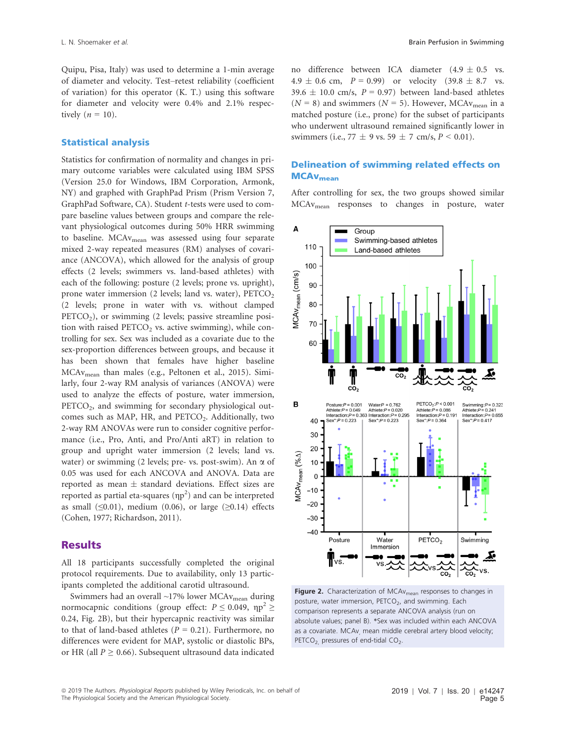Quipu, Pisa, Italy) was used to determine a 1-min average of diameter and velocity. Test–retest reliability (coefficient of variation) for this operator (K. T.) using this software for diameter and velocity were 0.4% and 2.1% respectively ($n$ = 10).

### Statistical analysis

Statistics for confirmation of normality and changes in primary outcome variables were calculated using IBM SPSS (Version 25.0 for Windows, IBM Corporation, Armonk, NY) and graphed with GraphPad Prism (Prism Version 7, GraphPad Software, CA). Student $t$-tests were used to compare baseline values between groups and compare the relevant physiological outcomes during 50% HRR swimming to baseline. $MCAv_{mean}$ was assessed using four separate mixed 2-way repeated measures (RM) analyses of covariance (ANCOVA), which allowed for the analysis of group effects (2 levels; swimmers vs. land-based athletes) with each of the following: posture (2 levels; prone vs. upright), prone water immersion (2 levels; land vs. water), $PETCO_2$ (2 levels; prone in water with vs. without clamped $PETCO_2$), or swimming (2 levels; passive streamline position with raised $PETCO_2$ vs. active swimming), while controlling for sex. Sex was included as a covariate due to the sex-proportion differences between groups, and because it has been shown that females have higher baseline $MCAv_{mean}$ than males (e.g., Peltonen et al., 2015). Similarly, four 2-way RM analysis of variances (ANOVA) were used to analyze the effects of posture, water immersion, $PETCO_2$, and swimming for secondary physiological outcomes such as MAP, HR, and $PETCO_2$. Additionally, two 2-way RM ANOVAs were run to consider cognitive performance (i.e., Pro, Anti, and Pro/Anti aRT) in relation to group and upright water immersion (2 levels; land vs. water) or swimming (2 levels; pre- vs. post-swim). An $\alpha$ of 0.05 was used for each ANCOVA and ANOVA. Data are reported as mean ± standard deviations. Effect sizes are reported as partial eta-squares ($\eta p^2$) and can be interpreted as small (≤0.01), medium (0.06), or large (≥0.14) effects (Cohen, 1977; Richardson, 2011).

## Results

All 18 participants successfully completed the original protocol requirements. Due to availability, only 13 participants completed the additional carotid ultrasound.

Swimmers had an overall ~17% lower $MCAv_{mean}$ during normocapnic conditions (group effect: $P \leq 0.049$, $\eta p^2 \geq 0.24$, Fig. 2B), but their hypercapnic reactivity was similar to that of land-based athletes ($P$ = 0.21). Furthermore, no differences were evident for MAP, systolic or diastolic BPs, or HR (all $P \geq 0.66$). Subsequent ultrasound data indicated no difference between ICA diameter (4.9 ± 0.5 vs. 4.9 ± 0.6 cm, $P$ = 0.99) or velocity (39.8 ± 8.7 vs. 39.6 ± 10.0 cm/s, $P$ = 0.97) between land-based athletes ($N$ = 8) and swimmers ($N$ = 5). However, $MCAv_{mean}$ in a matched posture (i.e., prone) for the subset of participants who underwent ultrasound remained significantly lower in swimmers (i.e., 77 ± 9 vs. 59 ± 7 cm/s, $P$ < 0.01).

### Delineation of swimming related effects on $MCAv_{mean}$

After controlling for sex, the two groups showed similar $MCAv_{mean}$ responses to changes in posture, water

**Figure 2.** Characterization of $MCAv_{mean}$ responses to changes in posture, water immersion, $PETCO_2$, and swimming. Each comparison represents a separate ANCOVA analysis (run on absolute values; panel B). *Sex was included within each ANCOVA as a covariate. $MCAv$, mean middle cerebral artery blood velocity; $PETCO_2$, pressures of end-tidal $CO_2$.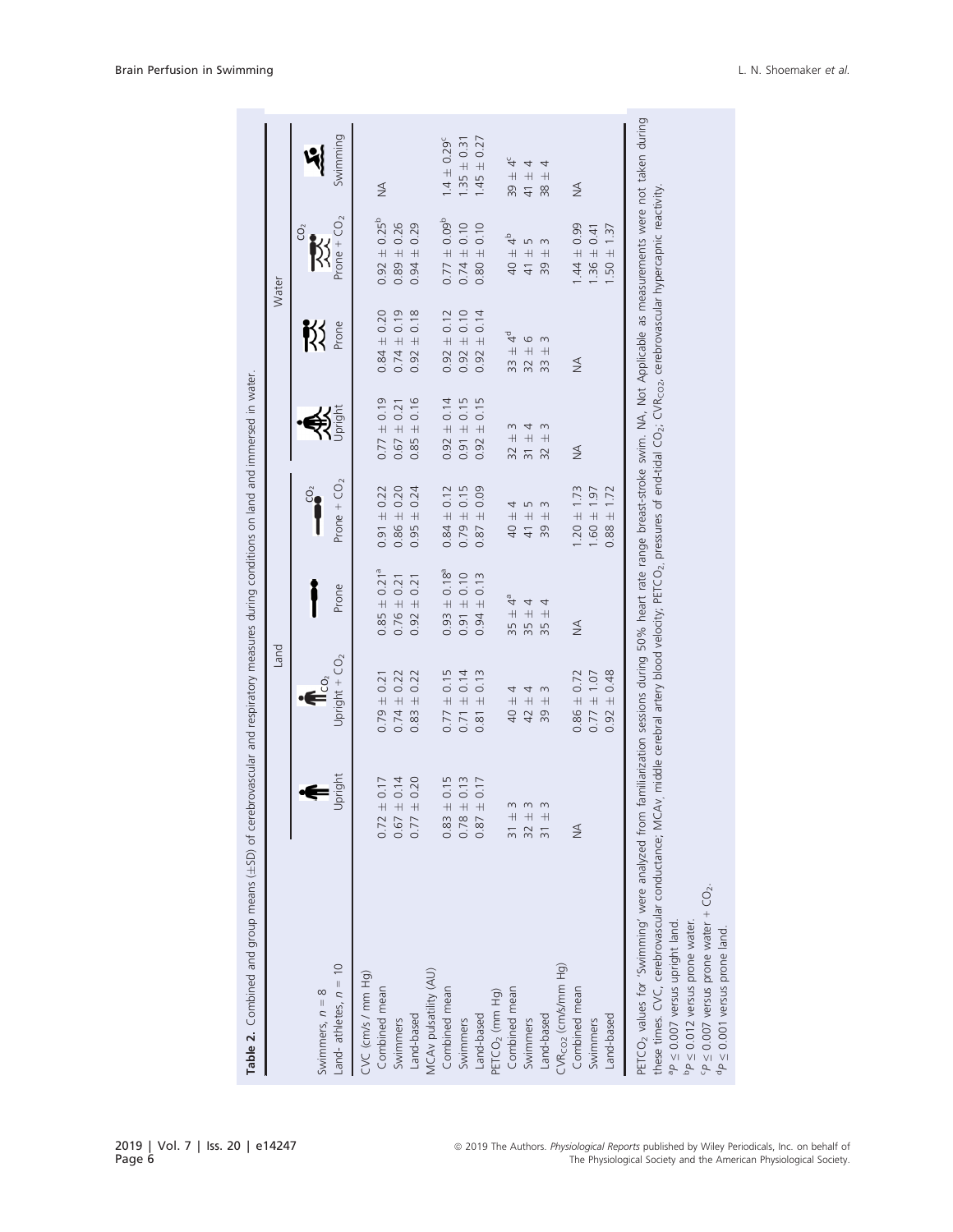**Table 2.** Combined and group means (±SD) of cerebrovascular and respiratory measures during conditions on land and immersed in water.

| Swimmers, $n = 8$<br>Land- athletes, $n = 10$ | Land | | | | Water | | | |
|---|---|---|---|---|---|---|---|---|
| | Upright | Upright + $CO_2$ | Prone | Prone + $CO_2$ | Upright | Prone | Prone + $CO_2$ | Swimming |
| CVC (cm/s / mm Hg) | | | | | | | | |
| Combined mean | 0.72 ± 0.17 | 0.79 ± 0.21 | 0.85 ± 0.21[a] | 0.91 ± 0.22 | 0.77 ± 0.19 | 0.84 ± 0.20 | 0.92 ± 0.25[b] | NA |
| Swimmers | 0.67 ± 0.14 | 0.74 ± 0.22 | 0.76 ± 0.21 | 0.86 ± 0.20 | 0.67 ± 0.21 | 0.74 ± 0.19 | 0.89 ± 0.26 | |
| Land-based | 0.77 ± 0.20 | 0.83 ± 0.22 | 0.92 ± 0.21 | 0.95 ± 0.24 | 0.85 ± 0.16 | 0.92 ± 0.18 | 0.94 ± 0.29 | |
| MCAv pulsatility (AU) | | | | | | | | |
| Combined mean | 0.83 ± 0.15 | 0.77 ± 0.15 | 0.93 ± 0.18[a] | 0.84 ± 0.12 | 0.92 ± 0.14 | 0.92 ± 0.12 | 0.77 ± 0.09[b] | 1.4 ± 0.29[c] |
| Swimmers | 0.78 ± 0.13 | 0.71 ± 0.14 | 0.91 ± 0.10 | 0.79 ± 0.15 | 0.91 ± 0.15 | 0.92 ± 0.10 | 0.74 ± 0.10 | 1.35 ± 0.31 |
| Land-based | 0.87 ± 0.17 | 0.81 ± 0.13 | 0.94 ± 0.13 | 0.87 ± 0.09 | 0.92 ± 0.15 | 0.92 ± 0.14 | 0.80 ± 0.10 | 1.45 ± 0.27 |
| $PETCO_2$ (mm Hg) | | | | | | | | |
| Combined mean | 31 ± 3 | 40 ± 4 | 35 ± 4[a] | 40 ± 4 | 32 ± 3 | 33 ± 4[d] | 40 ± 4[b] | 39 ± 4[c] |
| Swimmers | 32 ± 3 | 42 ± 4 | 35 ± 4 | 41 ± 5 | 31 ± 4 | 32 ± 6 | 41 ± 5 | 41 ± 4 |
| Land-based | 31 ± 3 | 39 ± 3 | 35 ± 4 | 39 ± 3 | 32 ± 3 | 33 ± 3 | 39 ± 3 | 38 ± 4 |
| $CVR_{CO2}$ (cm/s/mm Hg) | | | | | | | | |
| Combined mean | NA | 0.86 ± 0.72 | NA | 1.20 ± 1.73 | NA | NA | 1.44 ± 0.99 | NA |
| Swimmers | | 0.77 ± 1.07 | | 1.60 ± 1.97 | | | 1.36 ± 0.41 | |
| Land-based | | 0.92 ± 0.48 | | 0.88 ± 1.72 | | | 1.50 ± 1.37 | |

$PETCO_2$ values for 'Swimming' were analyzed from familiarization sessions during 50% heart rate range breast-stroke swim. NA, Not Applicable as measurements were not taken during these times. CVC, cerebrovascular conductance; MCAv, middle cerebral artery blood velocity; $PETCO_2$, pressures of end-tidal $CO_2$; $CVR_{CO2}$, cerebrovascular hypercapnic reactivity.

[a] $P \leq 0.007$ versus upright land.

[b] $P \leq 0.012$ versus prone water.

[c] $P \leq 0.007$ versus prone water + $CO_2$.

[d] $P \leq 0.001$ versus prone land.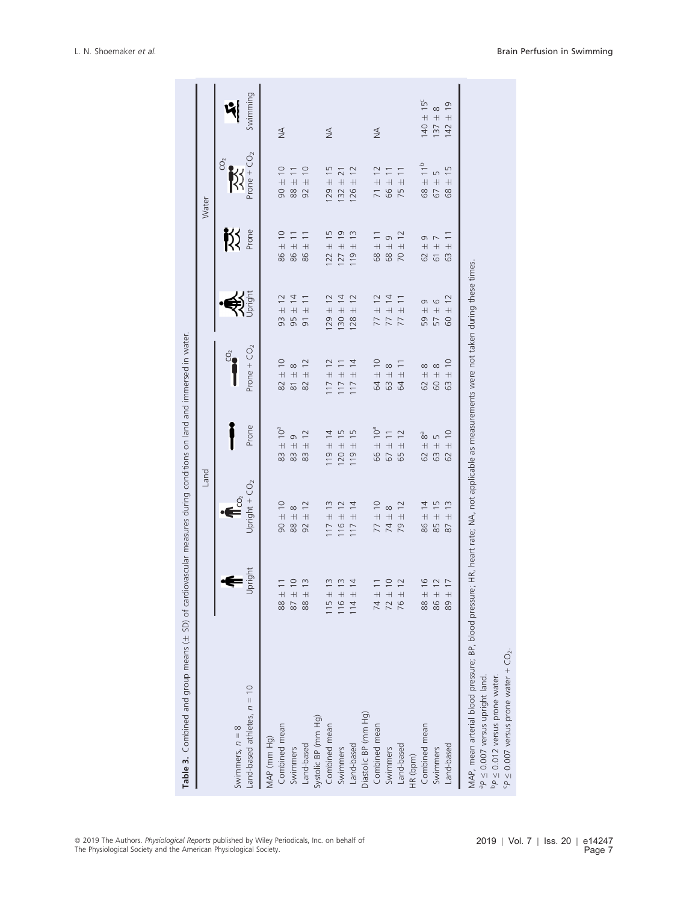**Table 3.** Combined and group means (± SD) of cardiovascular measures during conditions on land and immersed in water.

| Swimmers, $n = 8$ Land-based athletes, $n = 10$ | Land | | | | Water | | | |
|---|---|---|---|---|---|---|---|---|
| | Upright | Upright + $CO_2$ | Prone | Prone + $CO_2$ | Upright | Prone | Prone + $CO_2$ | Swimming |
| MAP (mm Hg) | | | | | | | | |
| Combined mean | 88 ± 11 | 90 ± 10 | 83 ± 10[a] | 82 ± 10 | 93 ± 12 | 86 ± 10 | 90 ± 10 | NA |
| Swimmers | 87 ± 10 | 88 ± 8 | 83 ± 9 | 81 ± 8 | 95 ± 14 | 86 ± 11 | 88 ± 11 | |
| Land-based | 88 ± 13 | 92 ± 12 | 83 ± 12 | 82 ± 12 | 91 ± 11 | 86 ± 11 | 92 ± 10 | |
| Systolic BP (mm Hg) | | | | | | | | |
| Combined mean | 115 ± 13 | 117 ± 13 | 119 ± 14 | 117 ± 12 | 129 ± 12 | 122 ± 15 | 129 ± 15 | NA |
| Swimmers | 116 ± 13 | 116 ± 12 | 120 ± 15 | 117 ± 11 | 130 ± 14 | 127 ± 19 | 132 ± 21 | |
| Land-based | 114 ± 14 | 117 ± 14 | 119 ± 15 | 117 ± 14 | 128 ± 12 | 119 ± 13 | 126 ± 12 | |
| Diastolic BP (mm Hg) | | | | | | | | |
| Combined mean | 74 ± 11 | 77 ± 10 | 66 ± 10[a] | 64 ± 10 | 77 ± 12 | 68 ± 11 | 71 ± 12 | NA |
| Swimmers | 72 ± 10 | 74 ± 8 | 67 ± 11 | 63 ± 8 | 77 ± 14 | 68 ± 9 | 66 ± 11 | |
| Land-based | 76 ± 12 | 79 ± 12 | 65 ± 12 | 64 ± 11 | 77 ± 11 | 70 ± 12 | 75 ± 11 | |
| HR (bpm) | | | | | | | | |
| Combined mean | 88 ± 16 | 86 ± 14 | 62 ± 8[a] | 62 ± 8 | 59 ± 9 | 62 ± 9 | 68 ± 11[b] | 140 ± 15[c] |
| Swimmers | 86 ± 12 | 85 ± 15 | 63 ± 5 | 60 ± 8 | 57 ± 6 | 61 ± 7 | 67 ± 5 | 137 ± 8 |
| Land-based | 89 ± 17 | 87 ± 13 | 62 ± 10 | 63 ± 10 | 60 ± 12 | 63 ± 11 | 68 ± 15 | 142 ± 19 |

MAP, mean arterial blood pressure; BP, blood pressure; HR, heart rate; NA, not applicable as measurements were not taken during these times.
[a] $P \leq 0.007$ versus upright land.
[b] $P \leq 0.012$ versus prone water.
[c] $P \leq 0.007$ versus prone water + $CO_2$.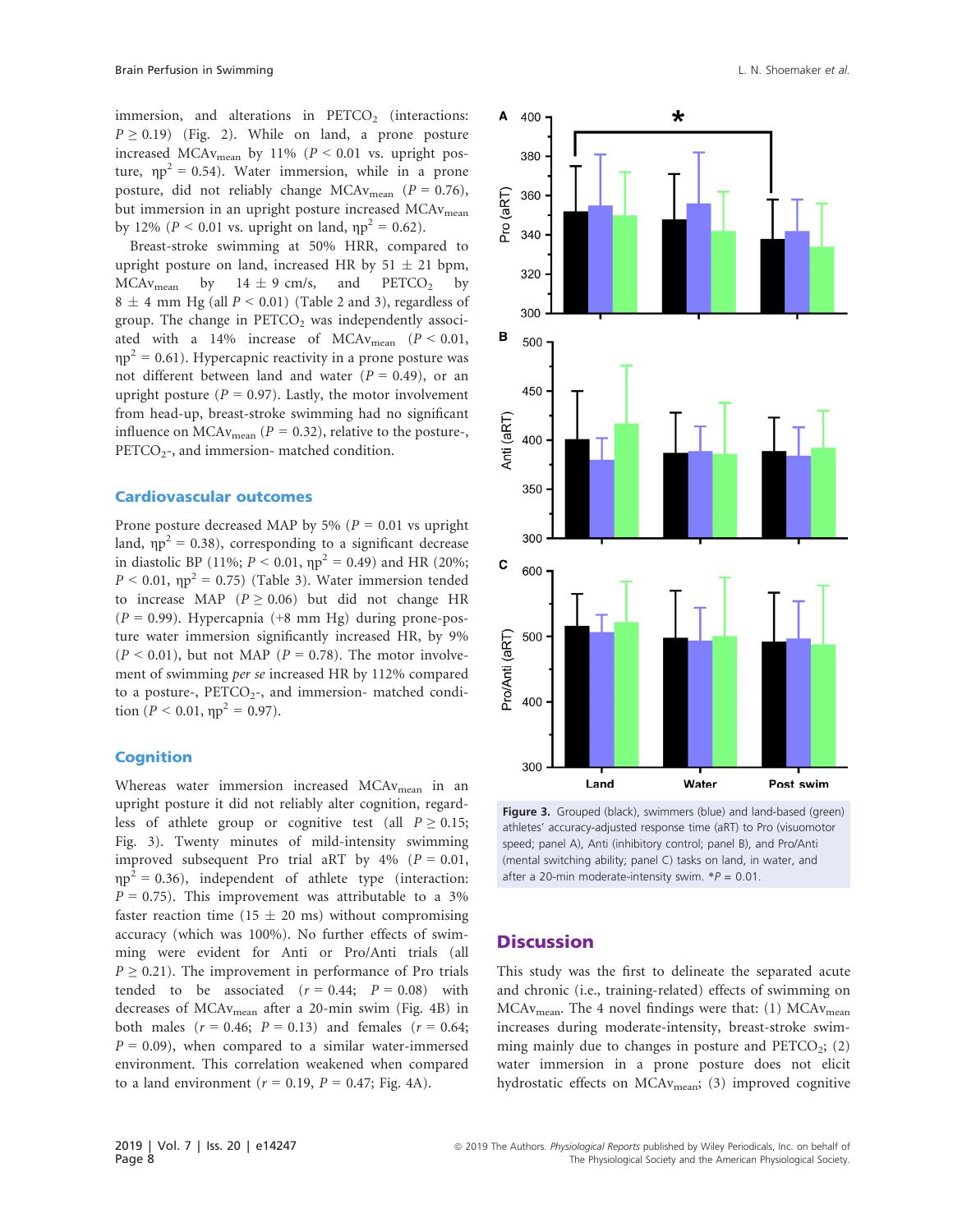immersion, and alterations in $PETCO_2$ (interactions: $P \geq 0.19$) (Fig. 2). While on land, a prone posture increased $MCAv_{mean}$ by 11% ($P < 0.01$ vs. upright posture, $\eta p^2 = 0.54$). Water immersion, while in a prone posture, did not reliably change $MCAv_{mean}$ ($P = 0.76$), but immersion in an upright posture increased $MCAv_{mean}$ by 12% ($P < 0.01$ vs. upright on land, $\eta p^2 = 0.62$).

Breast-stroke swimming at 50% HRR, compared to upright posture on land, increased HR by 51 ± 21 bpm, $MCAv_{mean}$ by 14 ± 9 cm/s, and $PETCO_2$ by 8 ± 4 mm Hg (all $P < 0.01$) (Table 2 and 3), regardless of group. The change in $PETCO_2$ was independently associated with a 14% increase of $MCAv_{mean}$ ($P < 0.01$, $\eta p^2 = 0.61$). Hypercapnic reactivity in a prone posture was not different between land and water ($P = 0.49$), or an upright posture ($P = 0.97$). Lastly, the motor involvement from head-up, breast-stroke swimming had no significant influence on $MCAv_{mean}$ ($P = 0.32$), relative to the posture-, $PETCO_2$-, and immersion- matched condition.

## Cardiovascular outcomes

Prone posture decreased MAP by 5% ($P = 0.01$ vs upright land, $\eta p^2 = 0.38$), corresponding to a significant decrease in diastolic BP (11%; $P < 0.01$, $\eta p^2 = 0.49$) and HR (20%; $P < 0.01$, $\eta p^2 = 0.75$) (Table 3). Water immersion tended to increase MAP ($P \geq 0.06$) but did not change HR ($P = 0.99$). Hypercapnia (+8 mm Hg) during prone-posture water immersion significantly increased HR, by 9% ($P < 0.01$), but not MAP ($P = 0.78$). The motor involvement of swimming *per se* increased HR by 112% compared to a posture-, $PETCO_2$-, and immersion- matched condition ($P < 0.01$, $\eta p^2 = 0.97$).

## Cognition

Whereas water immersion increased $MCAv_{mean}$ in an upright posture it did not reliably alter cognition, regardless of athlete group or cognitive test (all $P \geq 0.15$; Fig. 3). Twenty minutes of mild-intensity swimming improved subsequent Pro trial aRT by 4% ($P = 0.01$, $\eta p^2 = 0.36$), independent of athlete type (interaction: $P = 0.75$). This improvement was attributable to a 3% faster reaction time (15 ± 20 ms) without compromising accuracy (which was 100%). No further effects of swimming were evident for Anti or Pro/Anti trials (all $P \geq 0.21$). The improvement in performance of Pro trials tended to be associated ($r = 0.44$; $P = 0.08$) with decreases of $MCAv_{mean}$ after a 20-min swim (Fig. 4B) in both males ($r = 0.46$; $P = 0.13$) and females ($r = 0.64$; $P = 0.09$), when compared to a similar water-immersed environment. This correlation weakened when compared to a land environment ($r = 0.19$, $P = 0.47$; Fig. 4A).

**Figure 3.** Grouped (black), swimmers (blue) and land-based (green) athletes' accuracy-adjusted response time (aRT) to Pro (visuomotor speed; panel A), Anti (inhibitory control; panel B), and Pro/Anti (mental switching ability; panel C) tasks on land, in water, and after a 20-min moderate-intensity swim. *$P = 0.01$.

# Discussion

This study was the first to delineate the separated acute and chronic (i.e., training-related) effects of swimming on $MCAv_{mean}$. The 4 novel findings were that: (1) $MCAv_{mean}$ increases during moderate-intensity, breast-stroke swimming mainly due to changes in posture and $PETCO_2$; (2) water immersion in a prone posture does not elicit hydrostatic effects on $MCAv_{mean}$; (3) improved cognitive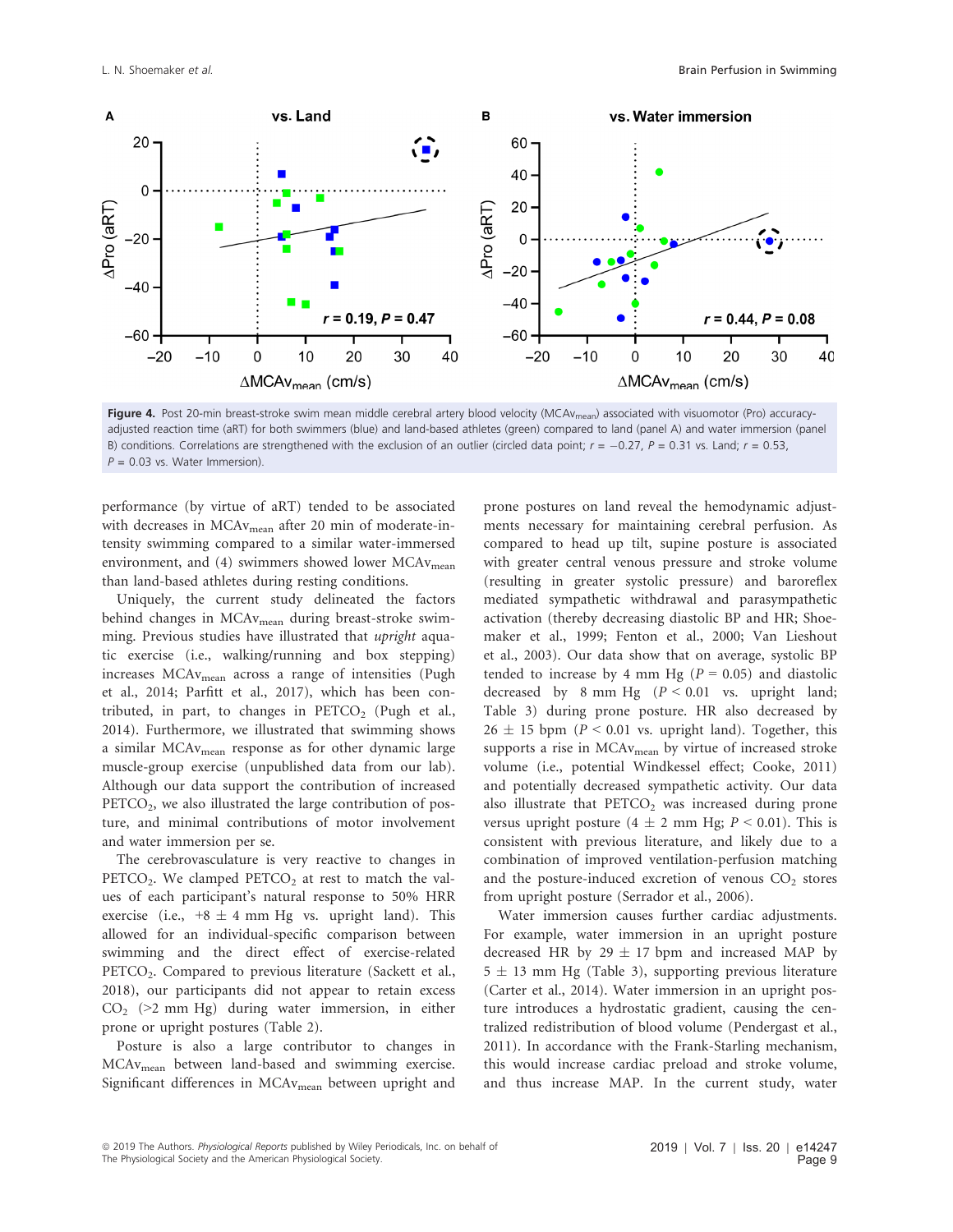**Figure 4.** Post 20-min breast-stroke swim mean middle cerebral artery blood velocity ($MCAv_{mean}$) associated with visuomotor (Pro) accuracy-adjusted reaction time (aRT) for both swimmers (blue) and land-based athletes (green) compared to land (panel A) and water immersion (panel B) conditions. Correlations are strengthened with the exclusion of an outlier (circled data point; $r = -0.27$, $P = 0.31$ vs. Land; $r = 0.53$, $P = 0.03$ vs. Water Immersion).

performance (by virtue of aRT) tended to be associated with decreases in $MCAv_{mean}$ after 20 min of moderate-intensity swimming compared to a similar water-immersed environment, and (4) swimmers showed lower $MCAv_{mean}$ than land-based athletes during resting conditions.

Uniquely, the current study delineated the factors behind changes in $MCAv_{mean}$ during breast-stroke swimming. Previous studies have illustrated that *upright* aquatic exercise (i.e., walking/running and box stepping) increases $MCAv_{mean}$ across a range of intensities (Pugh et al., 2014; Parfitt et al., 2017), which has been contributed, in part, to changes in $PETCO_2$ (Pugh et al., 2014). Furthermore, we illustrated that swimming shows a similar $MCAv_{mean}$ response as for other dynamic large muscle-group exercise (unpublished data from our lab). Although our data support the contribution of increased $PETCO_2$, we also illustrated the large contribution of posture, and minimal contributions of motor involvement and water immersion per se.

The cerebrovasculature is very reactive to changes in $PETCO_2$. We clamped $PETCO_2$ at rest to match the values of each participant's natural response to 50% HRR exercise (i.e., $+8 \pm 4$ mm Hg vs. upright land). This allowed for an individual-specific comparison between swimming and the direct effect of exercise-related $PETCO_2$. Compared to previous literature (Sackett et al., 2018), our participants did not appear to retain excess $CO_2$ (>2 mm Hg) during water immersion, in either prone or upright postures (Table 2).

Posture is also a large contributor to changes in $MCAv_{mean}$ between land-based and swimming exercise. Significant differences in $MCAv_{mean}$ between upright and prone postures on land reveal the hemodynamic adjustments necessary for maintaining cerebral perfusion. As compared to head up tilt, supine posture is associated with greater central venous pressure and stroke volume (resulting in greater systolic pressure) and baroreflex mediated sympathetic withdrawal and parasympathetic activation (thereby decreasing diastolic BP and HR; Shoemaker et al., 1999; Fenton et al., 2000; Van Lieshout et al., 2003). Our data show that on average, systolic BP tended to increase by 4 mm Hg ($P = 0.05$) and diastolic decreased by 8 mm Hg ($P < 0.01$ vs. upright land; Table 3) during prone posture. HR also decreased by $26 \pm 15$ bpm ($P < 0.01$ vs. upright land). Together, this supports a rise in $MCAv_{mean}$ by virtue of increased stroke volume (i.e., potential Windkessel effect; Cooke, 2011) and potentially decreased sympathetic activity. Our data also illustrate that $PETCO_2$ was increased during prone versus upright posture ($4 \pm 2$ mm Hg; $P < 0.01$). This is consistent with previous literature, and likely due to a combination of improved ventilation-perfusion matching and the posture-induced excretion of venous $CO_2$ stores from upright posture (Serrador et al., 2006).

Water immersion causes further cardiac adjustments. For example, water immersion in an upright posture decreased HR by $29 \pm 17$ bpm and increased MAP by $5 \pm 13$ mm Hg (Table 3), supporting previous literature (Carter et al., 2014). Water immersion in an upright posture introduces a hydrostatic gradient, causing the centralized redistribution of blood volume (Pendergast et al., 2011). In accordance with the Frank-Starling mechanism, this would increase cardiac preload and stroke volume, and thus increase MAP. In the current study, water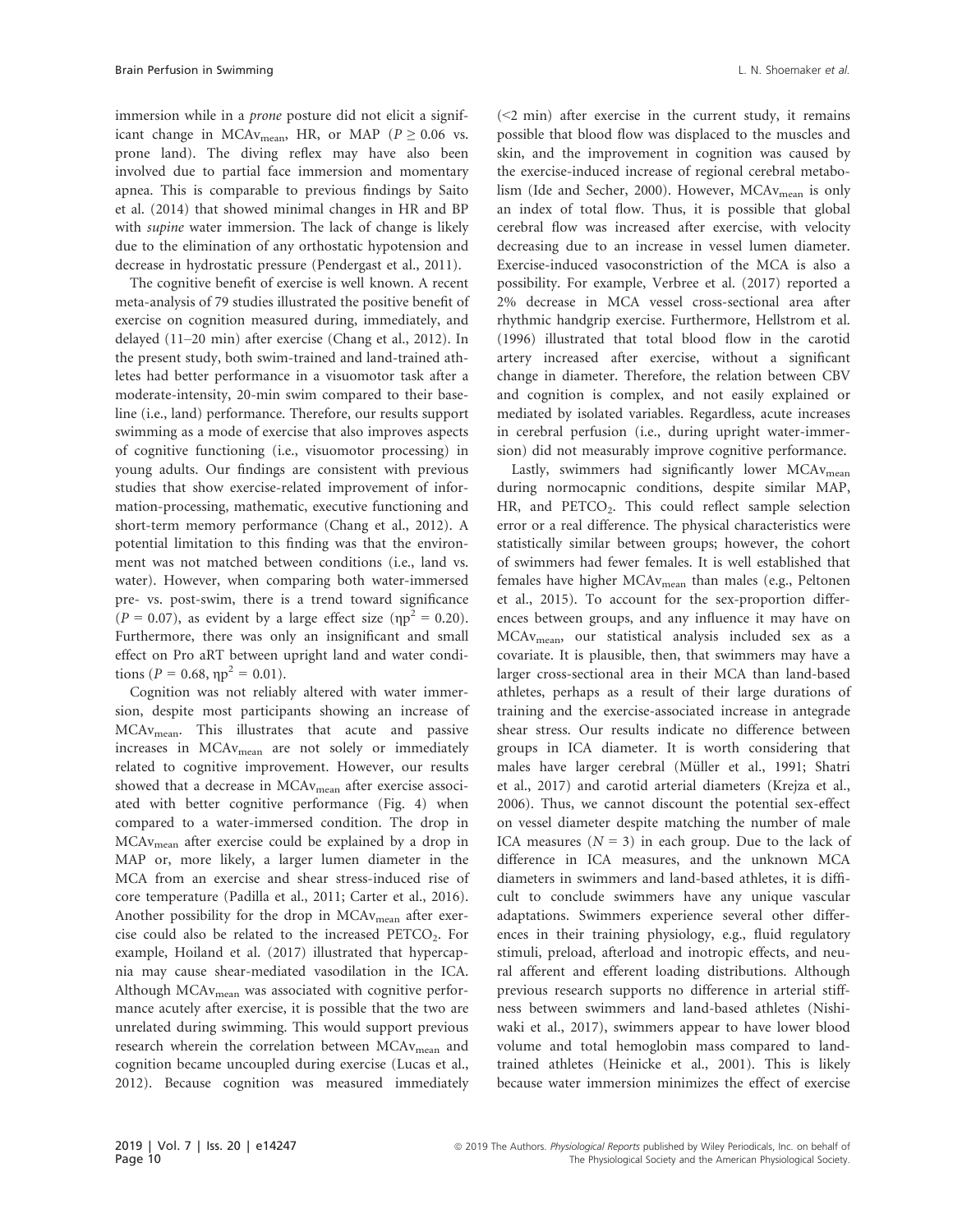immersion while in a *prone* posture did not elicit a significant change in $MCAv_{mean}$, HR, or MAP ($P \geq 0.06$ vs. prone land). The diving reflex may have also been involved due to partial face immersion and momentary apnea. This is comparable to previous findings by Saito et al. (2014) that showed minimal changes in HR and BP with *supine* water immersion. The lack of change is likely due to the elimination of any orthostatic hypotension and decrease in hydrostatic pressure (Pendergast et al., 2011).

The cognitive benefit of exercise is well known. A recent meta-analysis of 79 studies illustrated the positive benefit of exercise on cognition measured during, immediately, and delayed (11–20 min) after exercise (Chang et al., 2012). In the present study, both swim-trained and land-trained athletes had better performance in a visuomotor task after a moderate-intensity, 20-min swim compared to their baseline (i.e., land) performance. Therefore, our results support swimming as a mode of exercise that also improves aspects of cognitive functioning (i.e., visuomotor processing) in young adults. Our findings are consistent with previous studies that show exercise-related improvement of information-processing, mathematic, executive functioning and short-term memory performance (Chang et al., 2012). A potential limitation to this finding was that the environment was not matched between conditions (i.e., land vs. water). However, when comparing both water-immersed pre- vs. post-swim, there is a trend toward significance ($P = 0.07$), as evident by a large effect size ($\eta p^2 = 0.20$). Furthermore, there was only an insignificant and small effect on Pro aRT between upright land and water conditions ($P = 0.68$, $\eta p^2 = 0.01$).

Cognition was not reliably altered with water immersion, despite most participants showing an increase of $MCAv_{mean}$. This illustrates that acute and passive increases in $MCAv_{mean}$ are not solely or immediately related to cognitive improvement. However, our results showed that a decrease in $MCAv_{mean}$ after exercise associated with better cognitive performance (Fig. 4) when compared to a water-immersed condition. The drop in $MCAv_{mean}$ after exercise could be explained by a drop in MAP or, more likely, a larger lumen diameter in the MCA from an exercise and shear stress-induced rise of core temperature (Padilla et al., 2011; Carter et al., 2016). Another possibility for the drop in $MCAv_{mean}$ after exercise could also be related to the increased $PETCO_2$. For example, Hoiland et al. (2017) illustrated that hypercapnia may cause shear-mediated vasodilation in the ICA. Although $MCAv_{mean}$ was associated with cognitive performance acutely after exercise, it is possible that the two are unrelated during swimming. This would support previous research wherein the correlation between $MCAv_{mean}$ and cognition became uncoupled during exercise (Lucas et al., 2012). Because cognition was measured immediately (<2 min) after exercise in the current study, it remains possible that blood flow was displaced to the muscles and skin, and the improvement in cognition was caused by the exercise-induced increase of regional cerebral metabolism (Ide and Secher, 2000). However, $MCAv_{mean}$ is only an index of total flow. Thus, it is possible that global cerebral flow was increased after exercise, with velocity decreasing due to an increase in vessel lumen diameter. Exercise-induced vasoconstriction of the MCA is also a possibility. For example, Verbree et al. (2017) reported a 2% decrease in MCA vessel cross-sectional area after rhythmic handgrip exercise. Furthermore, Hellstrom et al. (1996) illustrated that total blood flow in the carotid artery increased after exercise, without a significant change in diameter. Therefore, the relation between CBV and cognition is complex, and not easily explained or mediated by isolated variables. Regardless, acute increases in cerebral perfusion (i.e., during upright water-immersion) did not measurably improve cognitive performance.

Lastly, swimmers had significantly lower $MCAv_{mean}$ during normocapnic conditions, despite similar MAP, HR, and $PETCO_2$. This could reflect sample selection error or a real difference. The physical characteristics were statistically similar between groups; however, the cohort of swimmers had fewer females. It is well established that females have higher $MCAv_{mean}$ than males (e.g., Peltonen et al., 2015). To account for the sex-proportion differences between groups, and any influence it may have on $MCAv_{mean}$, our statistical analysis included sex as a covariate. It is plausible, then, that swimmers may have a larger cross-sectional area in their MCA than land-based athletes, perhaps as a result of their large durations of training and the exercise-associated increase in antegrade shear stress. Our results indicate no difference between groups in ICA diameter. It is worth considering that males have larger cerebral (Müller et al., 1991; Shatri et al., 2017) and carotid arterial diameters (Krejza et al., 2006). Thus, we cannot discount the potential sex-effect on vessel diameter despite matching the number of male ICA measures ($N = 3$) in each group. Due to the lack of difference in ICA measures, and the unknown MCA diameters in swimmers and land-based athletes, it is difficult to conclude swimmers have any unique vascular adaptations. Swimmers experience several other differences in their training physiology, e.g., fluid regulatory stimuli, preload, afterload and inotropic effects, and neural afferent and efferent loading distributions. Although previous research supports no difference in arterial stiffness between swimmers and land-based athletes (Nishiwaki et al., 2017), swimmers appear to have lower blood volume and total hemoglobin mass compared to land-trained athletes (Heinicke et al., 2001). This is likely because water immersion minimizes the effect of exercise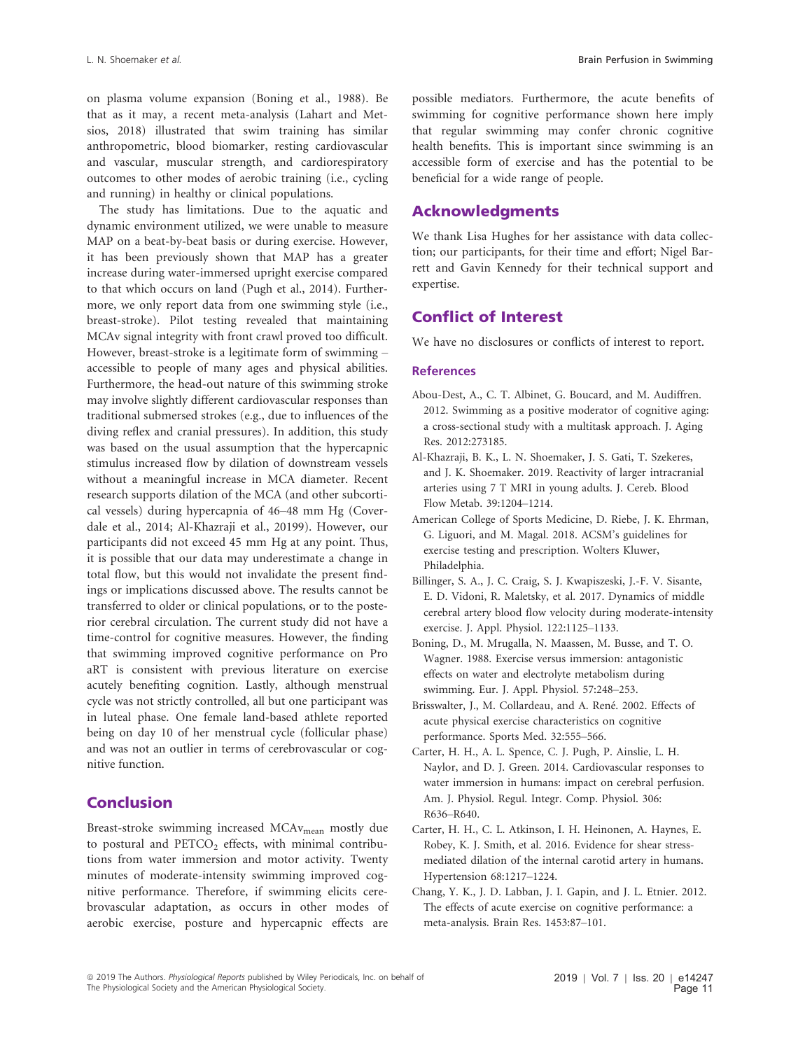on plasma volume expansion (Boning et al., 1988). Be that as it may, a recent meta-analysis (Lahart and Metsios, 2018) illustrated that swim training has similar anthropometric, blood biomarker, resting cardiovascular and vascular, muscular strength, and cardiorespiratory outcomes to other modes of aerobic training (i.e., cycling and running) in healthy or clinical populations.

The study has limitations. Due to the aquatic and dynamic environment utilized, we were unable to measure MAP on a beat-by-beat basis or during exercise. However, it has been previously shown that MAP has a greater increase during water-immersed upright exercise compared to that which occurs on land (Pugh et al., 2014). Furthermore, we only report data from one swimming style (i.e., breast-stroke). Pilot testing revealed that maintaining MCAv signal integrity with front crawl proved too difficult. However, breast-stroke is a legitimate form of swimming – accessible to people of many ages and physical abilities. Furthermore, the head-out nature of this swimming stroke may involve slightly different cardiovascular responses than traditional submersed strokes (e.g., due to influences of the diving reflex and cranial pressures). In addition, this study was based on the usual assumption that the hypercapnic stimulus increased flow by dilation of downstream vessels without a meaningful increase in MCA diameter. Recent research supports dilation of the MCA (and other subcortical vessels) during hypercapnia of 46–48 mm Hg (Coverdale et al., 2014; Al-Khazraji et al., 20199). However, our participants did not exceed 45 mm Hg at any point. Thus, it is possible that our data may underestimate a change in total flow, but this would not invalidate the present findings or implications discussed above. The results cannot be transferred to older or clinical populations, or to the posterior cerebral circulation. The current study did not have a time-control for cognitive measures. However, the finding that swimming improved cognitive performance on Pro aRT is consistent with previous literature on exercise acutely benefiting cognition. Lastly, although menstrual cycle was not strictly controlled, all but one participant was in luteal phase. One female land-based athlete reported being on day 10 of her menstrual cycle (follicular phase) and was not an outlier in terms of cerebrovascular or cognitive function.

## Conclusion

Breast-stroke swimming increased $MCAv_{mean}$ mostly due to postural and $PETCO_2$ effects, with minimal contributions from water immersion and motor activity. Twenty minutes of moderate-intensity swimming improved cognitive performance. Therefore, if swimming elicits cerebrovascular adaptation, as occurs in other modes of aerobic exercise, posture and hypercapnic effects are possible mediators. Furthermore, the acute benefits of swimming for cognitive performance shown here imply that regular swimming may confer chronic cognitive health benefits. This is important since swimming is an accessible form of exercise and has the potential to be beneficial for a wide range of people.

## Acknowledgments

We thank Lisa Hughes for her assistance with data collection; our participants, for their time and effort; Nigel Barrett and Gavin Kennedy for their technical support and expertise.

## Conflict of Interest

We have no disclosures or conflicts of interest to report.

### References

Abou-Dest, A., C. T. Albinet, G. Boucard, and M. Audiffren. 2012. Swimming as a positive moderator of cognitive aging: a cross-sectional study with a multitask approach. J. Aging Res. 2012:273185.

Al-Khazraji, B. K., L. N. Shoemaker, J. S. Gati, T. Szekeres, and J. K. Shoemaker. 2019. Reactivity of larger intracranial arteries using 7 T MRI in young adults. J. Cereb. Blood Flow Metab. 39:1204–1214.

American College of Sports Medicine, D. Riebe, J. K. Ehrman, G. Liguori, and M. Magal. 2018. ACSM's guidelines for exercise testing and prescription. Wolters Kluwer, Philadelphia.

Billinger, S. A., J. C. Craig, S. J. Kwapiszeski, J.-F. V. Sisante, E. D. Vidoni, R. Maletsky, et al. 2017. Dynamics of middle cerebral artery blood flow velocity during moderate-intensity exercise. J. Appl. Physiol. 122:1125–1133.

Boning, D., M. Mrugalla, N. Maassen, M. Busse, and T. O. Wagner. 1988. Exercise versus immersion: antagonistic effects on water and electrolyte metabolism during swimming. Eur. J. Appl. Physiol. 57:248–253.

Brisswalter, J., M. Collardeau, and A. René. 2002. Effects of acute physical exercise characteristics on cognitive performance. Sports Med. 32:555–566.

Carter, H. H., A. L. Spence, C. J. Pugh, P. Ainslie, L. H. Naylor, and D. J. Green. 2014. Cardiovascular responses to water immersion in humans: impact on cerebral perfusion. Am. J. Physiol. Regul. Integr. Comp. Physiol. 306: R636–R640.

Carter, H. H., C. L. Atkinson, I. H. Heinonen, A. Haynes, E. Robey, K. J. Smith, et al. 2016. Evidence for shear stress-mediated dilation of the internal carotid artery in humans. Hypertension 68:1217–1224.

Chang, Y. K., J. D. Labban, J. I. Gapin, and J. L. Etnier. 2012. The effects of acute exercise on cognitive performance: a meta-analysis. Brain Res. 1453:87–101.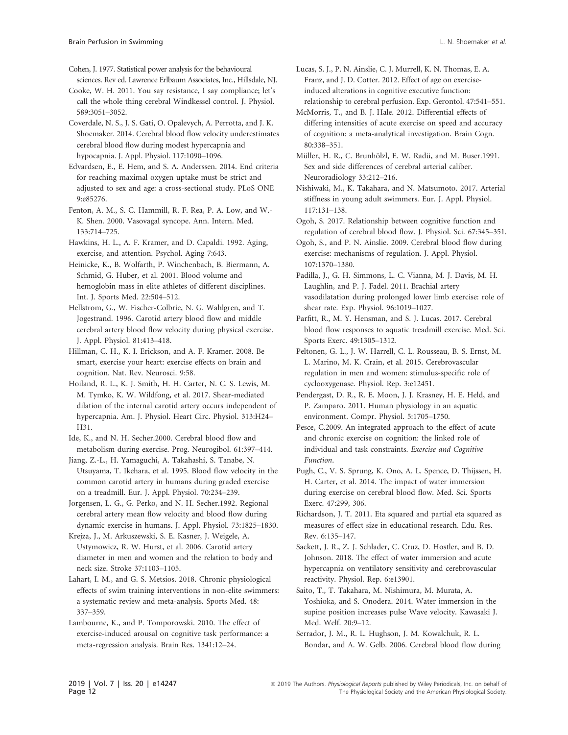Cohen, J. 1977. Statistical power analysis for the behavioural sciences. Rev ed. Lawrence Erlbaum Associates, Inc., Hillsdale, NJ.

Cooke, W. H. 2011. You say resistance, I say compliance; let's call the whole thing cerebral Windkessel control. J. Physiol. 589:3051–3052.

Coverdale, N. S., J. S. Gati, O. Opalevych, A. Perrotta, and J. K. Shoemaker. 2014. Cerebral blood flow velocity underestimates cerebral blood flow during modest hypercapnia and hypocapnia. J. Appl. Physiol. 117:1090–1096.

Edvardsen, E., E. Hem, and S. A. Anderssen. 2014. End criteria for reaching maximal oxygen uptake must be strict and adjusted to sex and age: a cross-sectional study. PLoS ONE 9:e85276.

Fenton, A. M., S. C. Hammill, R. F. Rea, P. A. Low, and W.-K. Shen. 2000. Vasovagal syncope. Ann. Intern. Med. 133:714–725.

Hawkins, H. L., A. F. Kramer, and D. Capaldi. 1992. Aging, exercise, and attention. Psychol. Aging 7:643.

Heinicke, K., B. Wolfarth, P. Winchenbach, B. Biermann, A. Schmid, G. Huber, et al. 2001. Blood volume and hemoglobin mass in elite athletes of different disciplines. Int. J. Sports Med. 22:504–512.

Hellstrom, G., W. Fischer-Colbrie, N. G. Wahlgren, and T. Jogestrand. 1996. Carotid artery blood flow and middle cerebral artery blood flow velocity during physical exercise. J. Appl. Physiol. 81:413–418.

Hillman, C. H., K. I. Erickson, and A. F. Kramer. 2008. Be smart, exercise your heart: exercise effects on brain and cognition. Nat. Rev. Neurosci. 9:58.

Hoiland, R. L., K. J. Smith, H. H. Carter, N. C. S. Lewis, M. M. Tymko, K. W. Wildfong, et al. 2017. Shear-mediated dilation of the internal carotid artery occurs independent of hypercapnia. Am. J. Physiol. Heart Circ. Physiol. 313:H24–H31.

Ide, K., and N. H. Secher.2000. Cerebral blood flow and metabolism during exercise. Prog. Neurogibol. 61:397–414.

Jiang, Z.-L., H. Yamaguchi, A. Takahashi, S. Tanabe, N. Utsuyama, T. Ikehara, et al. 1995. Blood flow velocity in the common carotid artery in humans during graded exercise on a treadmill. Eur. J. Appl. Physiol. 70:234–239.

Jorgensen, L. G., G. Perko, and N. H. Secher.1992. Regional cerebral artery mean flow velocity and blood flow during dynamic exercise in humans. J. Appl. Physiol. 73:1825–1830.

Krejza, J., M. Arkuszewski, S. E. Kasner, J. Weigele, A. Ustymowicz, R. W. Hurst, et al. 2006. Carotid artery diameter in men and women and the relation to body and neck size. Stroke 37:1103–1105.

Lahart, I. M., and G. S. Metsios. 2018. Chronic physiological effects of swim training interventions in non-elite swimmers: a systematic review and meta-analysis. Sports Med. 48: 337–359.

Lambourne, K., and P. Tomporowski. 2010. The effect of exercise-induced arousal on cognitive task performance: a meta-regression analysis. Brain Res. 1341:12–24.

Lucas, S. J., P. N. Ainslie, C. J. Murrell, K. N. Thomas, E. A. Franz, and J. D. Cotter. 2012. Effect of age on exercise-induced alterations in cognitive executive function: relationship to cerebral perfusion. Exp. Gerontol. 47:541–551.

McMorris, T., and B. J. Hale. 2012. Differential effects of differing intensities of acute exercise on speed and accuracy of cognition: a meta-analytical investigation. Brain Cogn. 80:338–351.

Müller, H. R., C. Brunhölzl, E. W. Radü, and M. Buser.1991. Sex and side differences of cerebral arterial caliber. Neuroradiology 33:212–216.

Nishiwaki, M., K. Takahara, and N. Matsumoto. 2017. Arterial stiffness in young adult swimmers. Eur. J. Appl. Physiol. 117:131–138.

Ogoh, S. 2017. Relationship between cognitive function and regulation of cerebral blood flow. J. Physiol. Sci. 67:345–351.

Ogoh, S., and P. N. Ainslie. 2009. Cerebral blood flow during exercise: mechanisms of regulation. J. Appl. Physiol. 107:1370–1380.

Padilla, J., G. H. Simmons, L. C. Vianna, M. J. Davis, M. H. Laughlin, and P. J. Fadel. 2011. Brachial artery vasodilatation during prolonged lower limb exercise: role of shear rate. Exp. Physiol. 96:1019–1027.

Parfitt, R., M. Y. Hensman, and S. J. Lucas. 2017. Cerebral blood flow responses to aquatic treadmill exercise. Med. Sci. Sports Exerc. 49:1305–1312.

Peltonen, G. L., J. W. Harrell, C. L. Rousseau, B. S. Ernst, M. L. Marino, M. K. Crain, et al. 2015. Cerebrovascular regulation in men and women: stimulus-specific role of cyclooxygenase. Physiol. Rep. 3:e12451.

Pendergast, D. R., R. E. Moon, J. J. Krasney, H. E. Held, and P. Zamparo. 2011. Human physiology in an aquatic environment. Compr. Physiol. 5:1705–1750.

Pesce, C.2009. An integrated approach to the effect of acute and chronic exercise on cognition: the linked role of individual and task constraints. *Exercise and Cognitive Function*.

Pugh, C., V. S. Sprung, K. Ono, A. L. Spence, D. Thijssen, H. H. Carter, et al. 2014. The impact of water immersion during exercise on cerebral blood flow. Med. Sci. Sports Exerc. 47:299, 306.

Richardson, J. T. 2011. Eta squared and partial eta squared as measures of effect size in educational research. Edu. Res. Rev. 6:135–147.

Sackett, J. R., Z. J. Schlader, C. Cruz, D. Hostler, and B. D. Johnson. 2018. The effect of water immersion and acute hypercapnia on ventilatory sensitivity and cerebrovascular reactivity. Physiol. Rep. 6:e13901.

Saito, T., T. Takahara, M. Nishimura, M. Murata, A. Yoshioka, and S. Onodera. 2014. Water immersion in the supine position increases pulse Wave velocity. Kawasaki J. Med. Welf. 20:9–12.

Serrador, J. M., R. L. Hughson, J. M. Kowalchuk, R. L. Bondar, and A. W. Gelb. 2006. Cerebral blood flow during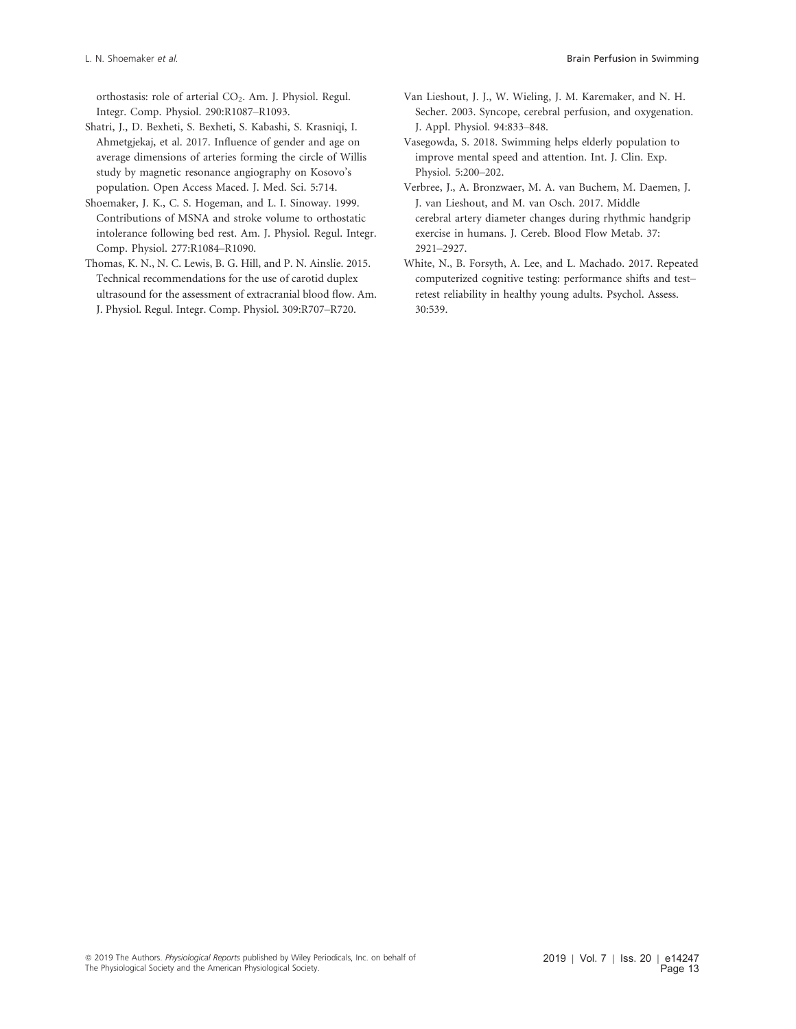orthostasis: role of arterial $CO_2$. Am. J. Physiol. Regul. Integr. Comp. Physiol. 290:R1087–R1093.

Shatri, J., D. Bexheti, S. Bexheti, S. Kabashi, S. Krasniqi, I. Ahmetgjekaj, et al. 2017. Influence of gender and age on average dimensions of arteries forming the circle of Willis study by magnetic resonance angiography on Kosovo's population. Open Access Maced. J. Med. Sci. 5:714.

Shoemaker, J. K., C. S. Hogeman, and L. I. Sinoway. 1999. Contributions of MSNA and stroke volume to orthostatic intolerance following bed rest. Am. J. Physiol. Regul. Integr. Comp. Physiol. 277:R1084–R1090.

Thomas, K. N., N. C. Lewis, B. G. Hill, and P. N. Ainslie. 2015. Technical recommendations for the use of carotid duplex ultrasound for the assessment of extracranial blood flow. Am. J. Physiol. Regul. Integr. Comp. Physiol. 309:R707–R720.

Van Lieshout, J. J., W. Wieling, J. M. Karemaker, and N. H. Secher. 2003. Syncope, cerebral perfusion, and oxygenation. J. Appl. Physiol. 94:833–848.

Vasegowda, S. 2018. Swimming helps elderly population to improve mental speed and attention. Int. J. Clin. Exp. Physiol. 5:200–202.

Verbree, J., A. Bronzwaer, M. A. van Buchem, M. Daemen, J. J. van Lieshout, and M. van Osch. 2017. Middle cerebral artery diameter changes during rhythmic handgrip exercise in humans. J. Cereb. Blood Flow Metab. 37: 2921–2927.

White, N., B. Forsyth, A. Lee, and L. Machado. 2017. Repeated computerized cognitive testing: performance shifts and test–retest reliability in healthy young adults. Psychol. Assess. 30:539.